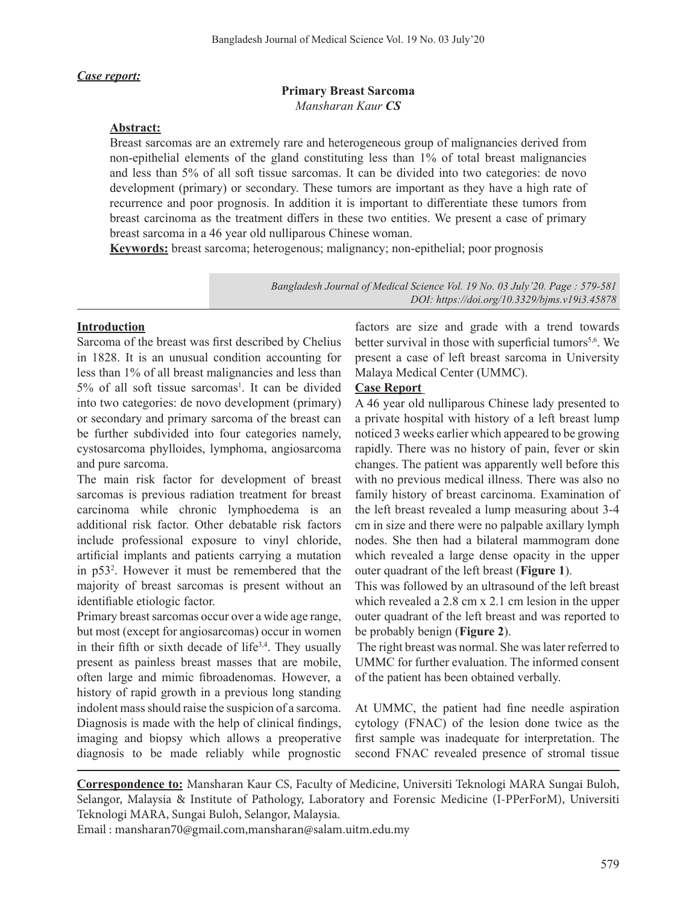***Case report:***

# Primary Breast Sarcoma

*Mansharan Kaur* ***CS***

**Abstract:**

Breast sarcomas are an extremely rare and heterogeneous group of malignancies derived from non-epithelial elements of the gland constituting less than 1% of total breast malignancies and less than 5% of all soft tissue sarcomas. It can be divided into two categories: de novo development (primary) or secondary. These tumors are important as they have a high rate of recurrence and poor prognosis. In addition it is important to differentiate these tumors from breast carcinoma as the treatment differs in these two entities. We present a case of primary breast sarcoma in a 46 year old nulliparous Chinese woman.

**Keywords:** breast sarcoma; heterogenous; malignancy; non-epithelial; poor prognosis

*DOI: https://doi.org/10.3329/bjms.v19i3.45878*

## Introduction

Sarcoma of the breast was first described by Chelius in 1828. It is an unusual condition accounting for less than 1% of all breast malignancies and less than 5% of all soft tissue sarcomas[1]. It can be divided into two categories: de novo development (primary) or secondary and primary sarcoma of the breast can be further subdivided into four categories namely, cystosarcoma phylloides, lymphoma, angiosarcoma and pure sarcoma.

The main risk factor for development of breast sarcomas is previous radiation treatment for breast carcinoma while chronic lymphoedema is an additional risk factor. Other debatable risk factors include professional exposure to vinyl chloride, artificial implants and patients carrying a mutation in p53[2]. However it must be remembered that the majority of breast sarcomas is present without an identifiable etiologic factor.

Primary breast sarcomas occur over a wide age range, but most (except for angiosarcomas) occur in women in their fifth or sixth decade of life[3,4]. They usually present as painless breast masses that are mobile, often large and mimic fibroadenomas. However, a history of rapid growth in a previous long standing indolent mass should raise the suspicion of a sarcoma. Diagnosis is made with the help of clinical findings, imaging and biopsy which allows a preoperative diagnosis to be made reliably while prognostic factors are size and grade with a trend towards better survival in those with superficial tumors[5,6]. We present a case of left breast sarcoma in University Malaya Medical Center (UMMC).

## Case Report

A 46 year old nulliparous Chinese lady presented to a private hospital with history of a left breast lump noticed 3 weeks earlier which appeared to be growing rapidly. There was no history of pain, fever or skin changes. The patient was apparently well before this with no previous medical illness. There was also no family history of breast carcinoma. Examination of the left breast revealed a lump measuring about 3-4 cm in size and there were no palpable axillary lymph nodes. She then had a bilateral mammogram done which revealed a large dense opacity in the upper outer quadrant of the left breast (**Figure 1**).

This was followed by an ultrasound of the left breast which revealed a 2.8 cm x 2.1 cm lesion in the upper outer quadrant of the left breast and was reported to be probably benign (**Figure 2**).

The right breast was normal. She was later referred to UMMC for further evaluation. The informed consent of the patient has been obtained verbally.

At UMMC, the patient had fine needle aspiration cytology (FNAC) of the lesion done twice as the first sample was inadequate for interpretation. The second FNAC revealed presence of stromal tissue

**Correspondence to:** Mansharan Kaur CS, Faculty of Medicine, Universiti Teknologi MARA Sungai Buloh, Selangor, Malaysia & Institute of Pathology, Laboratory and Forensic Medicine (I-PPerForM), Universiti Teknologi MARA, Sungai Buloh, Selangor, Malaysia.

Email : mansharan70@gmail.com,mansharan@salam.uitm.edu.my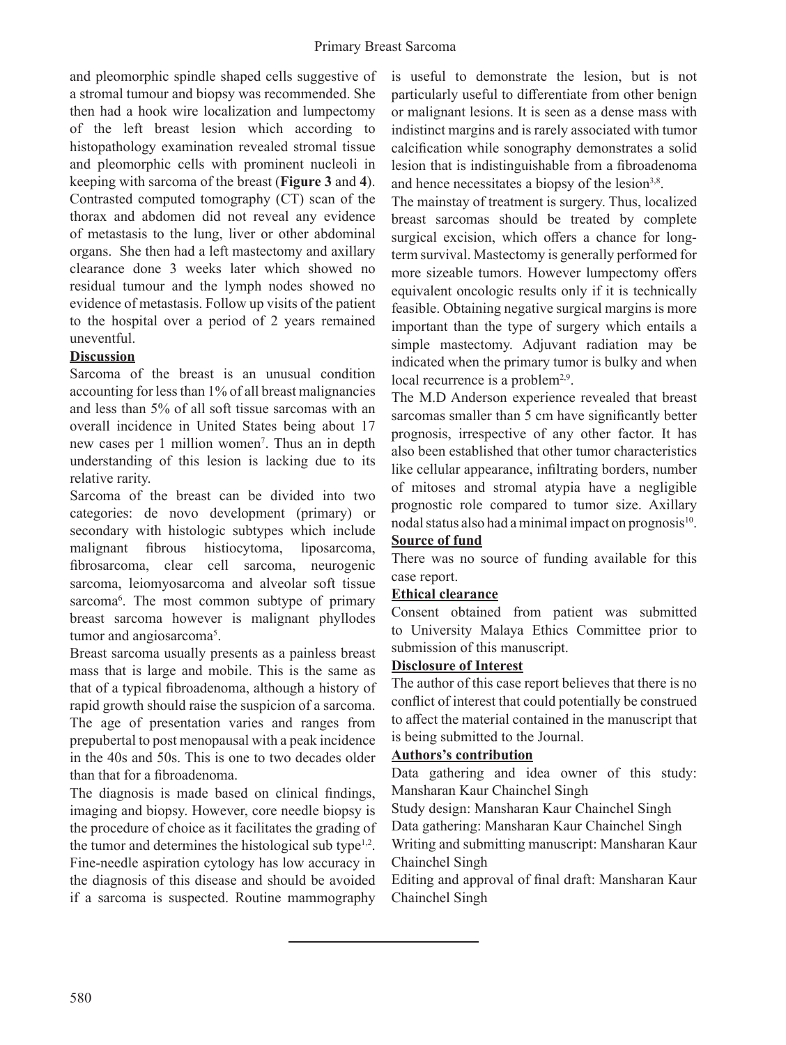and pleomorphic spindle shaped cells suggestive of a stromal tumour and biopsy was recommended. She then had a hook wire localization and lumpectomy of the left breast lesion which according to histopathology examination revealed stromal tissue and pleomorphic cells with prominent nucleoli in keeping with sarcoma of the breast (**Figure 3** and **4**). Contrasted computed tomography (CT) scan of the thorax and abdomen did not reveal any evidence of metastasis to the lung, liver or other abdominal organs. She then had a left mastectomy and axillary clearance done 3 weeks later which showed no residual tumour and the lymph nodes showed no evidence of metastasis. Follow up visits of the patient to the hospital over a period of 2 years remained uneventful.

## Discussion

Sarcoma of the breast is an unusual condition accounting for less than 1% of all breast malignancies and less than 5% of all soft tissue sarcomas with an overall incidence in United States being about 17 new cases per 1 million women[7]. Thus an in depth understanding of this lesion is lacking due to its relative rarity.

Sarcoma of the breast can be divided into two categories: de novo development (primary) or secondary with histologic subtypes which include malignant fibrous histiocytoma, liposarcoma, fibrosarcoma, clear cell sarcoma, neurogenic sarcoma, leiomyosarcoma and alveolar soft tissue sarcoma[6]. The most common subtype of primary breast sarcoma however is malignant phyllodes tumor and angiosarcoma[5].

Breast sarcoma usually presents as a painless breast mass that is large and mobile. This is the same as that of a typical fibroadenoma, although a history of rapid growth should raise the suspicion of a sarcoma. The age of presentation varies and ranges from prepubertal to post menopausal with a peak incidence in the 40s and 50s. This is one to two decades older than that for a fibroadenoma.

The diagnosis is made based on clinical findings, imaging and biopsy. However, core needle biopsy is the procedure of choice as it facilitates the grading of the tumor and determines the histological sub type[1,2]. Fine-needle aspiration cytology has low accuracy in the diagnosis of this disease and should be avoided if a sarcoma is suspected. Routine mammography is useful to demonstrate the lesion, but is not particularly useful to differentiate from other benign or malignant lesions. It is seen as a dense mass with indistinct margins and is rarely associated with tumor calcification while sonography demonstrates a solid lesion that is indistinguishable from a fibroadenoma and hence necessitates a biopsy of the lesion[3,8].

The mainstay of treatment is surgery. Thus, localized breast sarcomas should be treated by complete surgical excision, which offers a chance for long-term survival. Mastectomy is generally performed for more sizeable tumors. However lumpectomy offers equivalent oncologic results only if it is technically feasible. Obtaining negative surgical margins is more important than the type of surgery which entails a simple mastectomy. Adjuvant radiation may be indicated when the primary tumor is bulky and when local recurrence is a problem[2,9].

The M.D Anderson experience revealed that breast sarcomas smaller than 5 cm have significantly better prognosis, irrespective of any other factor. It has also been established that other tumor characteristics like cellular appearance, infiltrating borders, number of mitoses and stromal atypia have a negligible prognostic role compared to tumor size. Axillary nodal status also had a minimal impact on prognosis[10].

## Source of fund

There was no source of funding available for this case report.

## Ethical clearance

Consent obtained from patient was submitted to University Malaya Ethics Committee prior to submission of this manuscript.

## Disclosure of Interest

The author of this case report believes that there is no conflict of interest that could potentially be construed to affect the material contained in the manuscript that is being submitted to the Journal.

## Authors's contribution

Data gathering and idea owner of this study: Mansharan Kaur Chainchel Singh

Study design: Mansharan Kaur Chainchel Singh

Data gathering: Mansharan Kaur Chainchel Singh

Writing and submitting manuscript: Mansharan Kaur Chainchel Singh

Editing and approval of final draft: Mansharan Kaur Chainchel Singh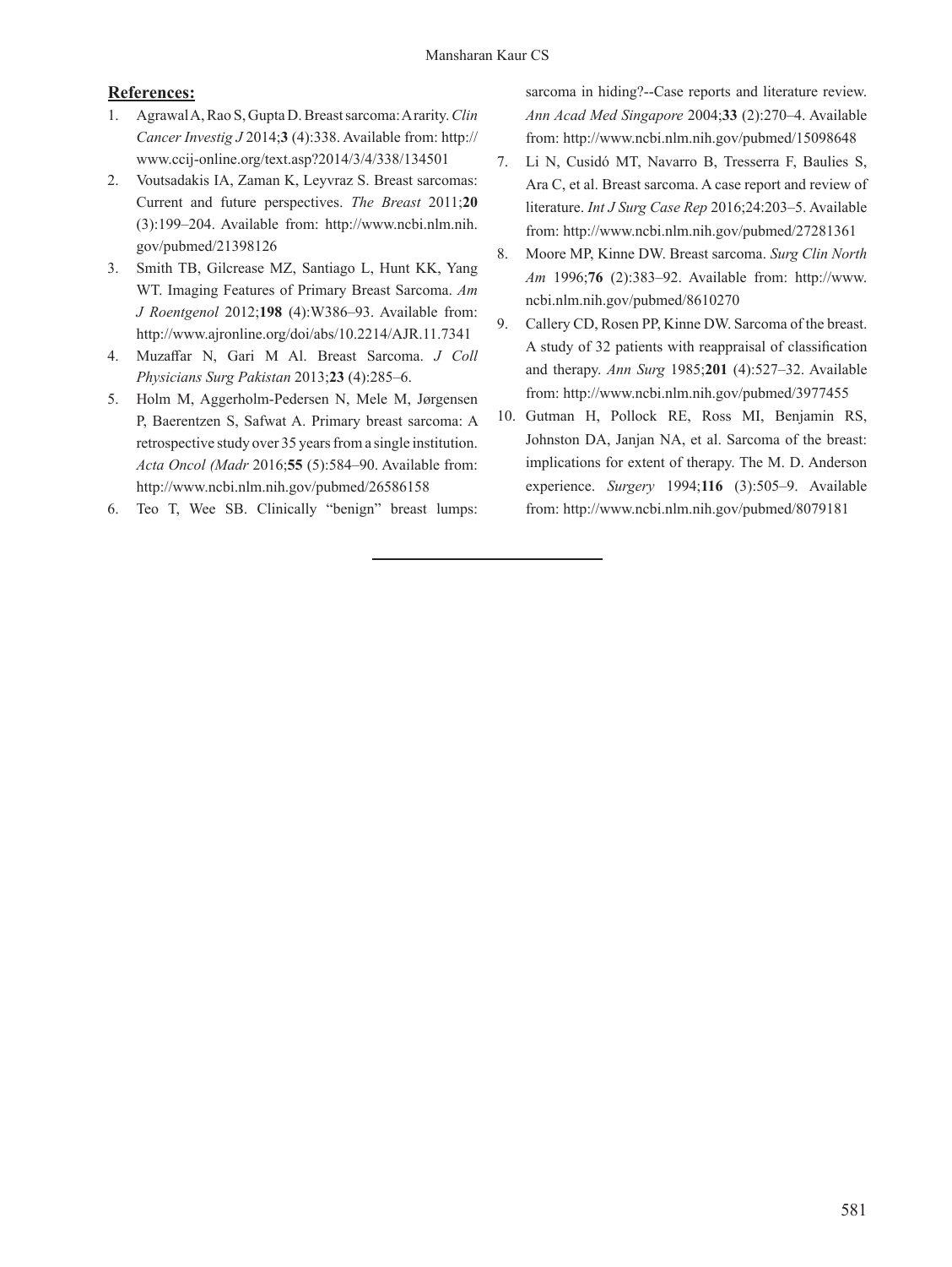## References:

1. Agrawal A, Rao S, Gupta D. Breast sarcoma: A rarity. *Clin Cancer Investig J* 2014;**3** (4):338. Available from: http://www.ccij-online.org/text.asp?2014/3/4/338/134501
2. Voutsadakis IA, Zaman K, Leyvraz S. Breast sarcomas: Current and future perspectives. *The Breast* 2011;**20** (3):199–204. Available from: http://www.ncbi.nlm.nih.gov/pubmed/21398126
3. Smith TB, Gilcrease MZ, Santiago L, Hunt KK, Yang WT. Imaging Features of Primary Breast Sarcoma. *Am J Roentgenol* 2012;**198** (4):W386–93. Available from: http://www.ajronline.org/doi/abs/10.2214/AJR.11.7341
4. Muzaffar N, Gari M Al. Breast Sarcoma. *J Coll Physicians Surg Pakistan* 2013;**23** (4):285–6.
5. Holm M, Aggerholm-Pedersen N, Mele M, Jørgensen P, Baerentzen S, Safwat A. Primary breast sarcoma: A retrospective study over 35 years from a single institution. *Acta Oncol (Madr* 2016;**55** (5):584–90. Available from: http://www.ncbi.nlm.nih.gov/pubmed/26586158
6. Teo T, Wee SB. Clinically "benign" breast lumps: sarcoma in hiding?--Case reports and literature review. *Ann Acad Med Singapore* 2004;**33** (2):270–4. Available from: http://www.ncbi.nlm.nih.gov/pubmed/15098648
7. Li N, Cusidó MT, Navarro B, Tresserra F, Baulies S, Ara C, et al. Breast sarcoma. A case report and review of literature. *Int J Surg Case Rep* 2016;24:203–5. Available from: http://www.ncbi.nlm.nih.gov/pubmed/27281361
8. Moore MP, Kinne DW. Breast sarcoma. *Surg Clin North Am* 1996;**76** (2):383–92. Available from: http://www.ncbi.nlm.nih.gov/pubmed/8610270
9. Callery CD, Rosen PP, Kinne DW. Sarcoma of the breast. A study of 32 patients with reappraisal of classification and therapy. *Ann Surg* 1985;**201** (4):527–32. Available from: http://www.ncbi.nlm.nih.gov/pubmed/3977455
10. Gutman H, Pollock RE, Ross MI, Benjamin RS, Johnston DA, Janjan NA, et al. Sarcoma of the breast: implications for extent of therapy. The M. D. Anderson experience. *Surgery* 1994;**116** (3):505–9. Available from: http://www.ncbi.nlm.nih.gov/pubmed/8079181